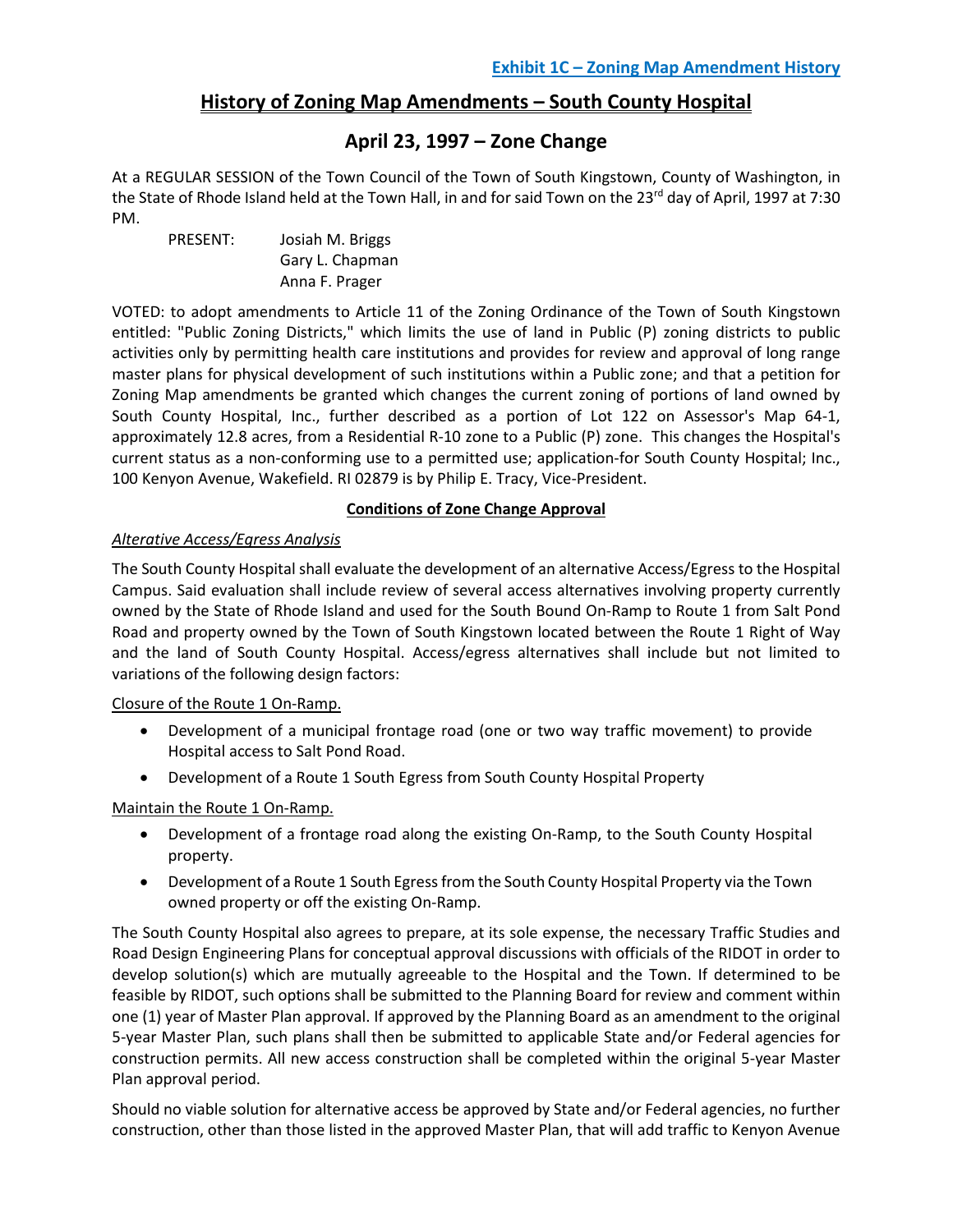**Exhibit 1C – Zoning Map Amendment History**

# History of Zoning Map Amendments – South County Hospital

## April 23, 1997 – Zone Change

At a REGULAR SESSION of the Town Council of the Town of South Kingstown, County of Washington, in the State of Rhode Island held at the Town Hall, in and for said Town on the 23rd day of April, 1997 at 7:30 PM.

PRESENT: Josiah M. Briggs
Gary L. Chapman
Anna F. Prager

VOTED: to adopt amendments to Article 11 of the Zoning Ordinance of the Town of South Kingstown entitled: "Public Zoning Districts," which limits the use of land in Public (P) zoning districts to public activities only by permitting health care institutions and provides for review and approval of long range master plans for physical development of such institutions within a Public zone; and that a petition for Zoning Map amendments be granted which changes the current zoning of portions of land owned by South County Hospital, Inc., further described as a portion of Lot 122 on Assessor's Map 64-1, approximately 12.8 acres, from a Residential R-10 zone to a Public (P) zone. This changes the Hospital's current status as a non-conforming use to a permitted use; application-for South County Hospital; Inc., 100 Kenyon Avenue, Wakefield. RI 02879 is by Philip E. Tracy, Vice-President.

**Conditions of Zone Change Approval**

*Alterative Access/Egress Analysis*

The South County Hospital shall evaluate the development of an alternative Access/Egress to the Hospital Campus. Said evaluation shall include review of several access alternatives involving property currently owned by the State of Rhode Island and used for the South Bound On-Ramp to Route 1 from Salt Pond Road and property owned by the Town of South Kingstown located between the Route 1 Right of Way and the land of South County Hospital. Access/egress alternatives shall include but not limited to variations of the following design factors:

Closure of the Route 1 On-Ramp.

- Development of a municipal frontage road (one or two way traffic movement) to provide Hospital access to Salt Pond Road.
- Development of a Route 1 South Egress from South County Hospital Property

Maintain the Route 1 On-Ramp.

- Development of a frontage road along the existing On-Ramp, to the South County Hospital property.
- Development of a Route 1 South Egress from the South County Hospital Property via the Town owned property or off the existing On-Ramp.

The South County Hospital also agrees to prepare, at its sole expense, the necessary Traffic Studies and Road Design Engineering Plans for conceptual approval discussions with officials of the RIDOT in order to develop solution(s) which are mutually agreeable to the Hospital and the Town. If determined to be feasible by RIDOT, such options shall be submitted to the Planning Board for review and comment within one (1) year of Master Plan approval. If approved by the Planning Board as an amendment to the original 5-year Master Plan, such plans shall then be submitted to applicable State and/or Federal agencies for construction permits. All new access construction shall be completed within the original 5-year Master Plan approval period.

Should no viable solution for alternative access be approved by State and/or Federal agencies, no further construction, other than those listed in the approved Master Plan, that will add traffic to Kenyon Avenue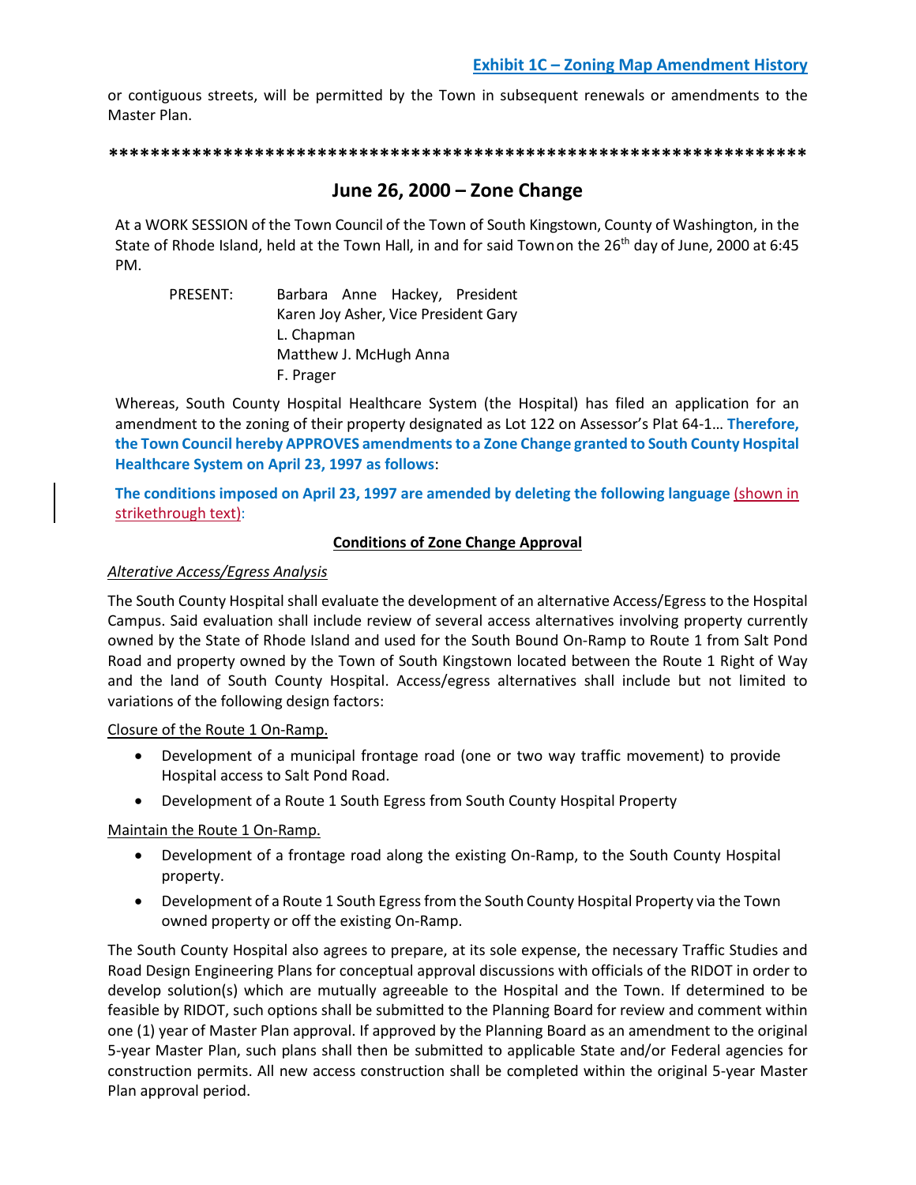or contiguous streets, will be permitted by the Town in subsequent renewals or amendments to the Master Plan.

*****************************************************************

## June 26, 2000 – Zone Change

At a WORK SESSION of the Town Council of the Town of South Kingstown, County of Washington, in the State of Rhode Island, held at the Town Hall, in and for said Town on the 26th day of June, 2000 at 6:45 PM.

PRESENT: Barbara Anne Hackey, President
Karen Joy Asher, Vice President Gary
L. Chapman
Matthew J. McHugh Anna
F. Prager

Whereas, South County Hospital Healthcare System (the Hospital) has filed an application for an amendment to the zoning of their property designated as Lot 122 on Assessor's Plat 64-1… **Therefore, the Town Council hereby APPROVES amendments to a Zone Change granted to South County Hospital Healthcare System on April 23, 1997 as follows**:

**The conditions imposed on April 23, 1997 are amended by deleting the following language** (shown in strikethrough text):

**Conditions of Zone Change Approval**

*Alterative Access/Egress Analysis*

The South County Hospital shall evaluate the development of an alternative Access/Egress to the Hospital Campus. Said evaluation shall include review of several access alternatives involving property currently owned by the State of Rhode Island and used for the South Bound On-Ramp to Route 1 from Salt Pond Road and property owned by the Town of South Kingstown located between the Route 1 Right of Way and the land of South County Hospital. Access/egress alternatives shall include but not limited to variations of the following design factors:

Closure of the Route 1 On-Ramp.

- Development of a municipal frontage road (one or two way traffic movement) to provide Hospital access to Salt Pond Road.
- Development of a Route 1 South Egress from South County Hospital Property

Maintain the Route 1 On-Ramp.

- Development of a frontage road along the existing On-Ramp, to the South County Hospital property.
- Development of a Route 1 South Egress from the South County Hospital Property via the Town owned property or off the existing On-Ramp.

The South County Hospital also agrees to prepare, at its sole expense, the necessary Traffic Studies and Road Design Engineering Plans for conceptual approval discussions with officials of the RIDOT in order to develop solution(s) which are mutually agreeable to the Hospital and the Town. If determined to be feasible by RIDOT, such options shall be submitted to the Planning Board for review and comment within one (1) year of Master Plan approval. If approved by the Planning Board as an amendment to the original 5-year Master Plan, such plans shall then be submitted to applicable State and/or Federal agencies for construction permits. All new access construction shall be completed within the original 5-year Master Plan approval period.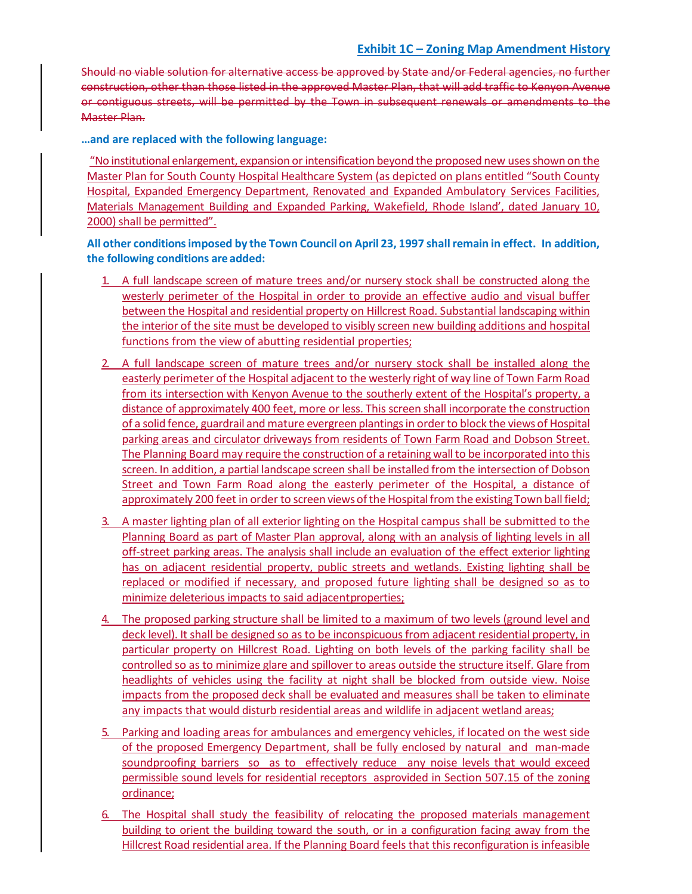**Exhibit 1C – Zoning Map Amendment History**

~~Should no viable solution for alternative access be approved by State and/or Federal agencies, no further construction, other than those listed in the approved Master Plan, that will add traffic to Kenyon Avenue or contiguous streets, will be permitted by the Town in subsequent renewals or amendments to the Master Plan.~~

**…and are replaced with the following language:**

"No institutional enlargement, expansion or intensification beyond the proposed new uses shown on the Master Plan for South County Hospital Healthcare System (as depicted on plans entitled "South County Hospital, Expanded Emergency Department, Renovated and Expanded Ambulatory Services Facilities, Materials Management Building and Expanded Parking, Wakefield, Rhode Island', dated January 10, 2000) shall be permitted".

**All other conditions imposed by the Town Council on April 23, 1997 shall remain in effect. In addition, the following conditions are added:**

1. A full landscape screen of mature trees and/or nursery stock shall be constructed along the westerly perimeter of the Hospital in order to provide an effective audio and visual buffer between the Hospital and residential property on Hillcrest Road. Substantial landscaping within the interior of the site must be developed to visibly screen new building additions and hospital functions from the view of abutting residential properties;

2. A full landscape screen of mature trees and/or nursery stock shall be installed along the easterly perimeter of the Hospital adjacent to the westerly right of way line of Town Farm Road from its intersection with Kenyon Avenue to the southerly extent of the Hospital's property, a distance of approximately 400 feet, more or less. This screen shall incorporate the construction of a solid fence, guardrail and mature evergreen plantings in order to block the views of Hospital parking areas and circulator driveways from residents of Town Farm Road and Dobson Street. The Planning Board may require the construction of a retaining wall to be incorporated into this screen. In addition, a partial landscape screen shall be installed from the intersection of Dobson Street and Town Farm Road along the easterly perimeter of the Hospital, a distance of approximately 200 feet in order to screen views of the Hospital from the existing Town ball field;

3. A master lighting plan of all exterior lighting on the Hospital campus shall be submitted to the Planning Board as part of Master Plan approval, along with an analysis of lighting levels in all off-street parking areas. The analysis shall include an evaluation of the effect exterior lighting has on adjacent residential property, public streets and wetlands. Existing lighting shall be replaced or modified if necessary, and proposed future lighting shall be designed so as to minimize deleterious impacts to said adjacent properties;

4. The proposed parking structure shall be limited to a maximum of two levels (ground level and deck level). It shall be designed so as to be inconspicuous from adjacent residential property, in particular property on Hillcrest Road. Lighting on both levels of the parking facility shall be controlled so as to minimize glare and spillover to areas outside the structure itself. Glare from headlights of vehicles using the facility at night shall be blocked from outside view. Noise impacts from the proposed deck shall be evaluated and measures shall be taken to eliminate any impacts that would disturb residential areas and wildlife in adjacent wetland areas;

5. Parking and loading areas for ambulances and emergency vehicles, if located on the west side of the proposed Emergency Department, shall be fully enclosed by natural and man-made soundproofing barriers so as to effectively reduce any noise levels that would exceed permissible sound levels for residential receptors as provided in Section 507.15 of the zoning ordinance;

6. The Hospital shall study the feasibility of relocating the proposed materials management building to orient the building toward the south, or in a configuration facing away from the Hillcrest Road residential area. If the Planning Board feels that this reconfiguration is infeasible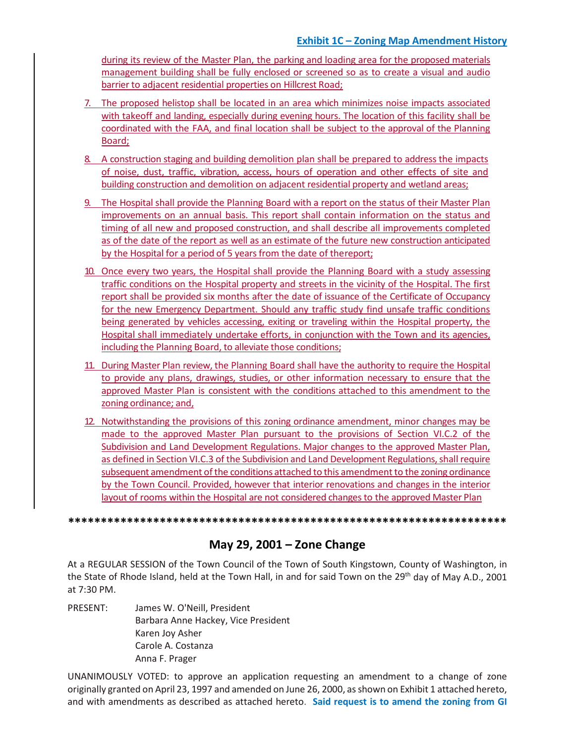during its review of the Master Plan, the parking and loading area for the proposed materials management building shall be fully enclosed or screened so as to create a visual and audio barrier to adjacent residential properties on Hillcrest Road;

7. The proposed helistop shall be located in an area which minimizes noise impacts associated with takeoff and landing, especially during evening hours. The location of this facility shall be coordinated with the FAA, and final location shall be subject to the approval of the Planning Board;

8. A construction staging and building demolition plan shall be prepared to address the impacts of noise, dust, traffic, vibration, access, hours of operation and other effects of site and building construction and demolition on adjacent residential property and wetland areas;

9. The Hospital shall provide the Planning Board with a report on the status of their Master Plan improvements on an annual basis. This report shall contain information on the status and timing of all new and proposed construction, and shall describe all improvements completed as of the date of the report as well as an estimate of the future new construction anticipated by the Hospital for a period of 5 years from the date of thereport;

10. Once every two years, the Hospital shall provide the Planning Board with a study assessing traffic conditions on the Hospital property and streets in the vicinity of the Hospital. The first report shall be provided six months after the date of issuance of the Certificate of Occupancy for the new Emergency Department. Should any traffic study find unsafe traffic conditions being generated by vehicles accessing, exiting or traveling within the Hospital property, the Hospital shall immediately undertake efforts, in conjunction with the Town and its agencies, including the Planning Board, to alleviate those conditions;

11. During Master Plan review, the Planning Board shall have the authority to require the Hospital to provide any plans, drawings, studies, or other information necessary to ensure that the approved Master Plan is consistent with the conditions attached to this amendment to the zoning ordinance; and,

12. Notwithstanding the provisions of this zoning ordinance amendment, minor changes may be made to the approved Master Plan pursuant to the provisions of Section VI.C.2 of the Subdivision and Land Development Regulations. Major changes to the approved Master Plan, as defined in Section VI.C.3 of the Subdivision and Land Development Regulations, shall require subsequent amendment of the conditions attached to this amendment to the zoning ordinance by the Town Council. Provided, however that interior renovations and changes in the interior layout of rooms within the Hospital are not considered changes to the approved Master Plan

*******************************************************************

## May 29, 2001 – Zone Change

At a REGULAR SESSION of the Town Council of the Town of South Kingstown, County of Washington, in the State of Rhode Island, held at the Town Hall, in and for said Town on the 29th day of May A.D., 2001 at 7:30 PM.

PRESENT: James W. O'Neill, President
Barbara Anne Hackey, Vice President
Karen Joy Asher
Carole A. Costanza
Anna F. Prager

UNANIMOUSLY VOTED: to approve an application requesting an amendment to a change of zone originally granted on April 23, 1997 and amended on June 26, 2000, as shown on Exhibit 1 attached hereto, and with amendments as described as attached hereto. **Said request is to amend the zoning from GI**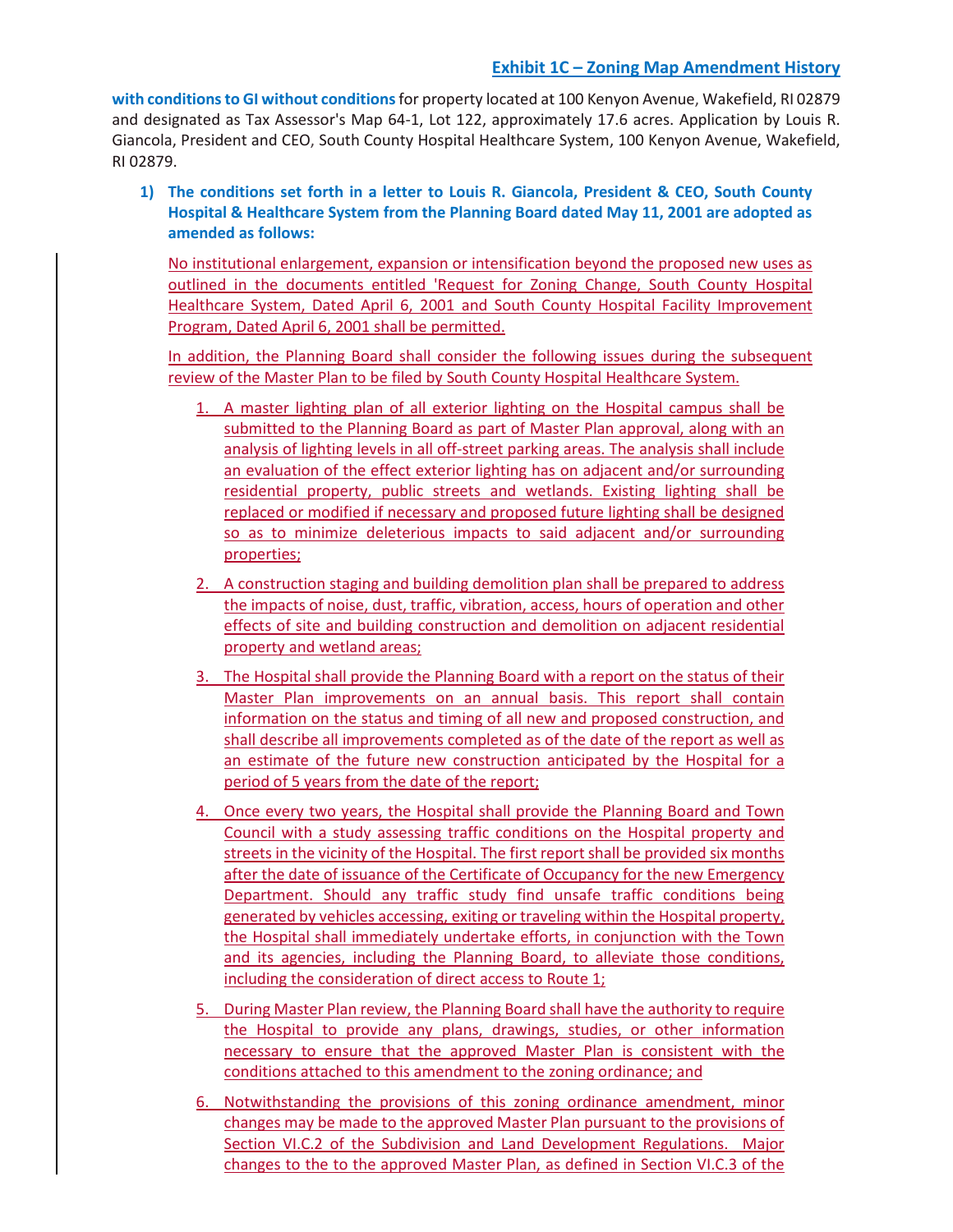**with conditions to GI without conditions** for property located at 100 Kenyon Avenue, Wakefield, RI 02879 and designated as Tax Assessor's Map 64-1, Lot 122, approximately 17.6 acres. Application by Louis R. Giancola, President and CEO, South County Hospital Healthcare System, 100 Kenyon Avenue, Wakefield, RI 02879.

1) **The conditions set forth in a letter to Louis R. Giancola, President & CEO, South County Hospital & Healthcare System from the Planning Board dated May 11, 2001 are adopted as amended as follows:**

No institutional enlargement, expansion or intensification beyond the proposed new uses as outlined in the documents entitled 'Request for Zoning Change, South County Hospital Healthcare System, Dated April 6, 2001 and South County Hospital Facility Improvement Program, Dated April 6, 2001 shall be permitted.

In addition, the Planning Board shall consider the following issues during the subsequent review of the Master Plan to be filed by South County Hospital Healthcare System.

1. A master lighting plan of all exterior lighting on the Hospital campus shall be submitted to the Planning Board as part of Master Plan approval, along with an analysis of lighting levels in all off-street parking areas. The analysis shall include an evaluation of the effect exterior lighting has on adjacent and/or surrounding residential property, public streets and wetlands. Existing lighting shall be replaced or modified if necessary and proposed future lighting shall be designed so as to minimize deleterious impacts to said adjacent and/or surrounding properties;
2. A construction staging and building demolition plan shall be prepared to address the impacts of noise, dust, traffic, vibration, access, hours of operation and other effects of site and building construction and demolition on adjacent residential property and wetland areas;
3. The Hospital shall provide the Planning Board with a report on the status of their Master Plan improvements on an annual basis. This report shall contain information on the status and timing of all new and proposed construction, and shall describe all improvements completed as of the date of the report as well as an estimate of the future new construction anticipated by the Hospital for a period of 5 years from the date of the report;
4. Once every two years, the Hospital shall provide the Planning Board and Town Council with a study assessing traffic conditions on the Hospital property and streets in the vicinity of the Hospital. The first report shall be provided six months after the date of issuance of the Certificate of Occupancy for the new Emergency Department. Should any traffic study find unsafe traffic conditions being generated by vehicles accessing, exiting or traveling within the Hospital property, the Hospital shall immediately undertake efforts, in conjunction with the Town and its agencies, including the Planning Board, to alleviate those conditions, including the consideration of direct access to Route 1;
5. During Master Plan review, the Planning Board shall have the authority to require the Hospital to provide any plans, drawings, studies, or other information necessary to ensure that the approved Master Plan is consistent with the conditions attached to this amendment to the zoning ordinance; and
6. Notwithstanding the provisions of this zoning ordinance amendment, minor changes may be made to the approved Master Plan pursuant to the provisions of Section VI.C.2 of the Subdivision and Land Development Regulations. Major changes to the to the approved Master Plan, as defined in Section VI.C.3 of the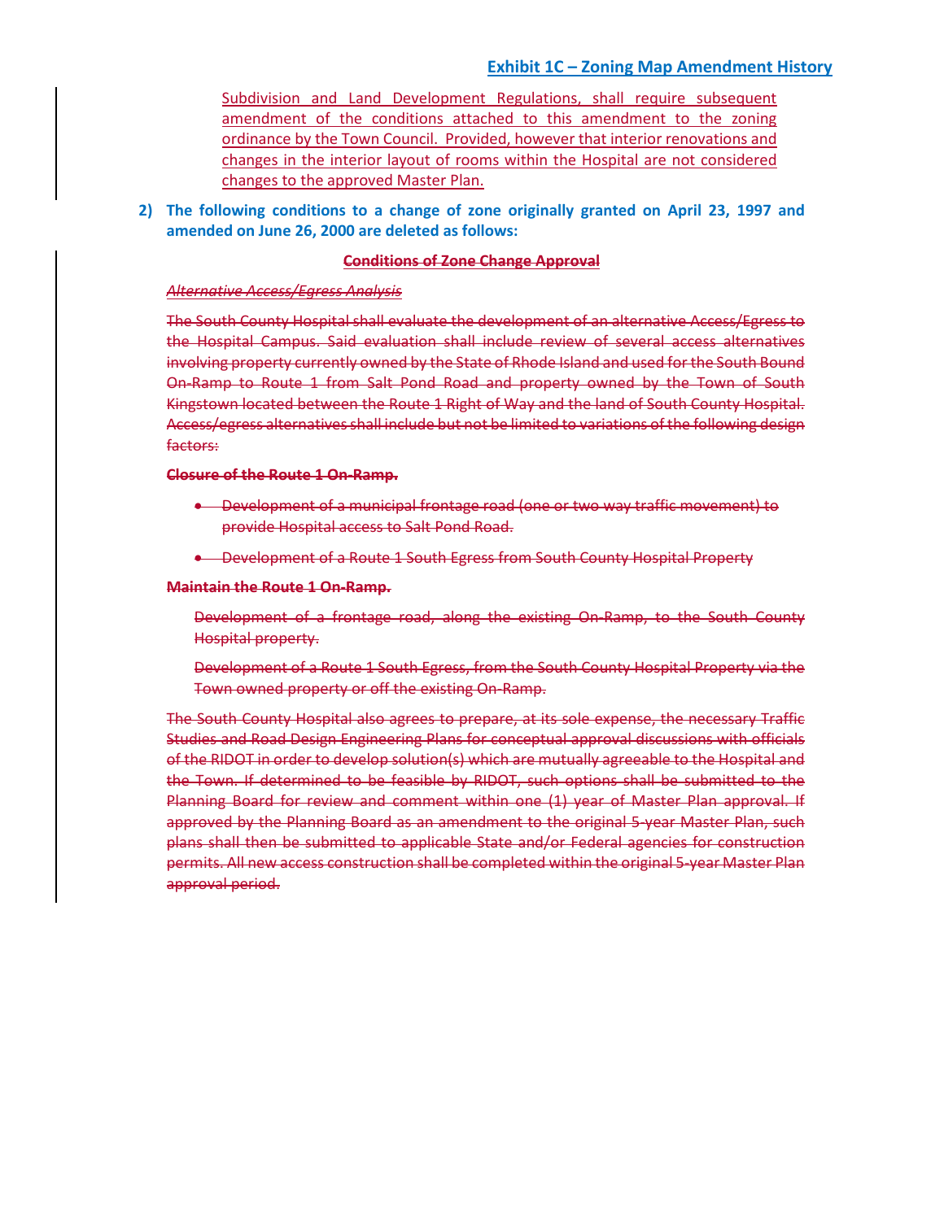Subdivision and Land Development Regulations, shall require subsequent amendment of the conditions attached to this amendment to the zoning ordinance by the Town Council. Provided, however that interior renovations and changes in the interior layout of rooms within the Hospital are not considered changes to the approved Master Plan.

**2) The following conditions to a change of zone originally granted on April 23, 1997 and amended on June 26, 2000 are deleted as follows:**

~~**Conditions of Zone Change Approval**~~

~~*Alternative Access/Egress Analysis*~~

~~The South County Hospital shall evaluate the development of an alternative Access/Egress to the Hospital Campus. Said evaluation shall include review of several access alternatives involving property currently owned by the State of Rhode Island and used for the South Bound On-Ramp to Route 1 from Salt Pond Road and property owned by the Town of South Kingstown located between the Route 1 Right of Way and the land of South County Hospital. Access/egress alternatives shall include but not be limited to variations of the following design factors:~~

~~**Closure of the Route 1 On-Ramp.**~~

- ~~Development of a municipal frontage road (one or two way traffic movement) to provide Hospital access to Salt Pond Road.~~
- ~~Development of a Route 1 South Egress from South County Hospital Property~~

~~**Maintain the Route 1 On-Ramp.**~~

~~Development of a frontage road, along the existing On-Ramp, to the South County Hospital property.~~

~~Development of a Route 1 South Egress, from the South County Hospital Property via the Town owned property or off the existing On-Ramp.~~

~~The South County Hospital also agrees to prepare, at its sole expense, the necessary Traffic Studies and Road Design Engineering Plans for conceptual approval discussions with officials of the RIDOT in order to develop solution(s) which are mutually agreeable to the Hospital and the Town. If determined to be feasible by RIDOT, such options shall be submitted to the Planning Board for review and comment within one (1) year of Master Plan approval. If approved by the Planning Board as an amendment to the original 5-year Master Plan, such plans shall then be submitted to applicable State and/or Federal agencies for construction permits. All new access construction shall be completed within the original 5-year Master Plan approval period.~~